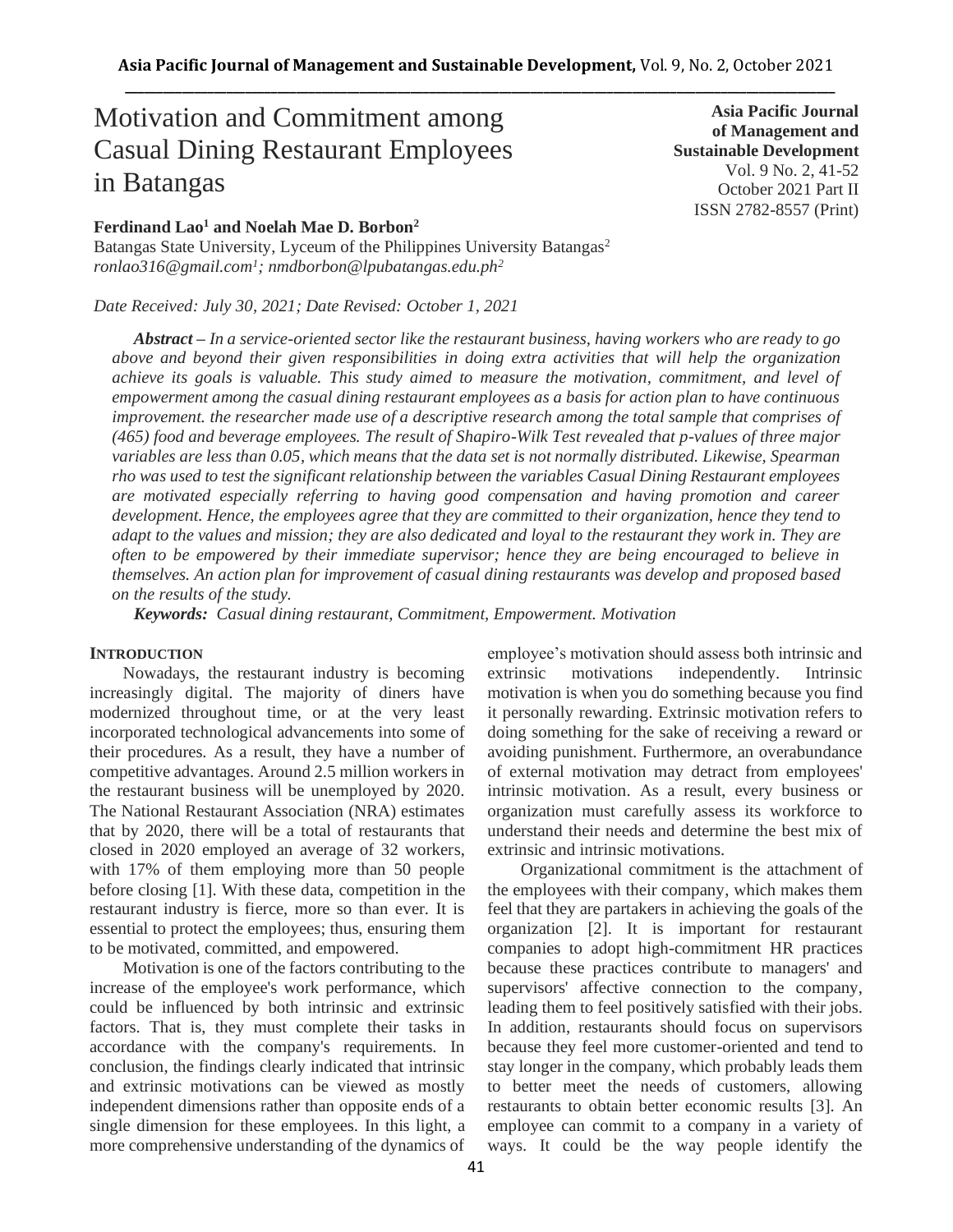# Motivation and Commitment among Casual Dining Restaurant Employees in Batangas

**Asia Pacific Journal of Management and Sustainable Development**
Vol. 9 No. 2, 41-52
October 2021 Part II
ISSN 2782-8557 (Print)

**Ferdinand Lao[1] and Noelah Mae D. Borbon[2]**
Batangas State University, Lyceum of the Philippines University Batangas[2]
*ronlao316@gmail.com[1]; nmdborbon@lpubatangas.edu.ph[2]*

*Date Received: July 30, 2021; Date Revised: October 1, 2021*

***Abstract** – In a service-oriented sector like the restaurant business, having workers who are ready to go above and beyond their given responsibilities in doing extra activities that will help the organization achieve its goals is valuable. This study aimed to measure the motivation, commitment, and level of empowerment among the casual dining restaurant employees as a basis for action plan to have continuous improvement. the researcher made use of a descriptive research among the total sample that comprises of (465) food and beverage employees. The result of Shapiro-Wilk Test revealed that p-values of three major variables are less than 0.05, which means that the data set is not normally distributed. Likewise, Spearman rho was used to test the significant relationship between the variables Casual Dining Restaurant employees are motivated especially referring to having good compensation and having promotion and career development. Hence, the employees agree that they are committed to their organization, hence they tend to adapt to the values and mission; they are also dedicated and loyal to the restaurant they work in. They are often to be empowered by their immediate supervisor; hence they are being encouraged to believe in themselves. An action plan for improvement of casual dining restaurants was develop and proposed based on the results of the study.*

***Keywords:** Casual dining restaurant, Commitment, Empowerment. Motivation*

## INTRODUCTION

Nowadays, the restaurant industry is becoming increasingly digital. The majority of diners have modernized throughout time, or at the very least incorporated technological advancements into some of their procedures. As a result, they have a number of competitive advantages. Around 2.5 million workers in the restaurant business will be unemployed by 2020. The National Restaurant Association (NRA) estimates that by 2020, there will be a total of restaurants that closed in 2020 employed an average of 32 workers, with 17% of them employing more than 50 people before closing [1]. With these data, competition in the restaurant industry is fierce, more so than ever. It is essential to protect the employees; thus, ensuring them to be motivated, committed, and empowered.

Motivation is one of the factors contributing to the increase of the employee's work performance, which could be influenced by both intrinsic and extrinsic factors. That is, they must complete their tasks in accordance with the company's requirements. In conclusion, the findings clearly indicated that intrinsic and extrinsic motivations can be viewed as mostly independent dimensions rather than opposite ends of a single dimension for these employees. In this light, a more comprehensive understanding of the dynamics of employee's motivation should assess both intrinsic and extrinsic motivations independently. Intrinsic motivation is when you do something because you find it personally rewarding. Extrinsic motivation refers to doing something for the sake of receiving a reward or avoiding punishment. Furthermore, an overabundance of external motivation may detract from employees' intrinsic motivation. As a result, every business or organization must carefully assess its workforce to understand their needs and determine the best mix of extrinsic and intrinsic motivations.

Organizational commitment is the attachment of the employees with their company, which makes them feel that they are partakers in achieving the goals of the organization [2]. It is important for restaurant companies to adopt high-commitment HR practices because these practices contribute to managers' and supervisors' affective connection to the company, leading them to feel positively satisfied with their jobs. In addition, restaurants should focus on supervisors because they feel more customer-oriented and tend to stay longer in the company, which probably leads them to better meet the needs of customers, allowing restaurants to obtain better economic results [3]. An employee can commit to a company in a variety of ways. It could be the way people identify the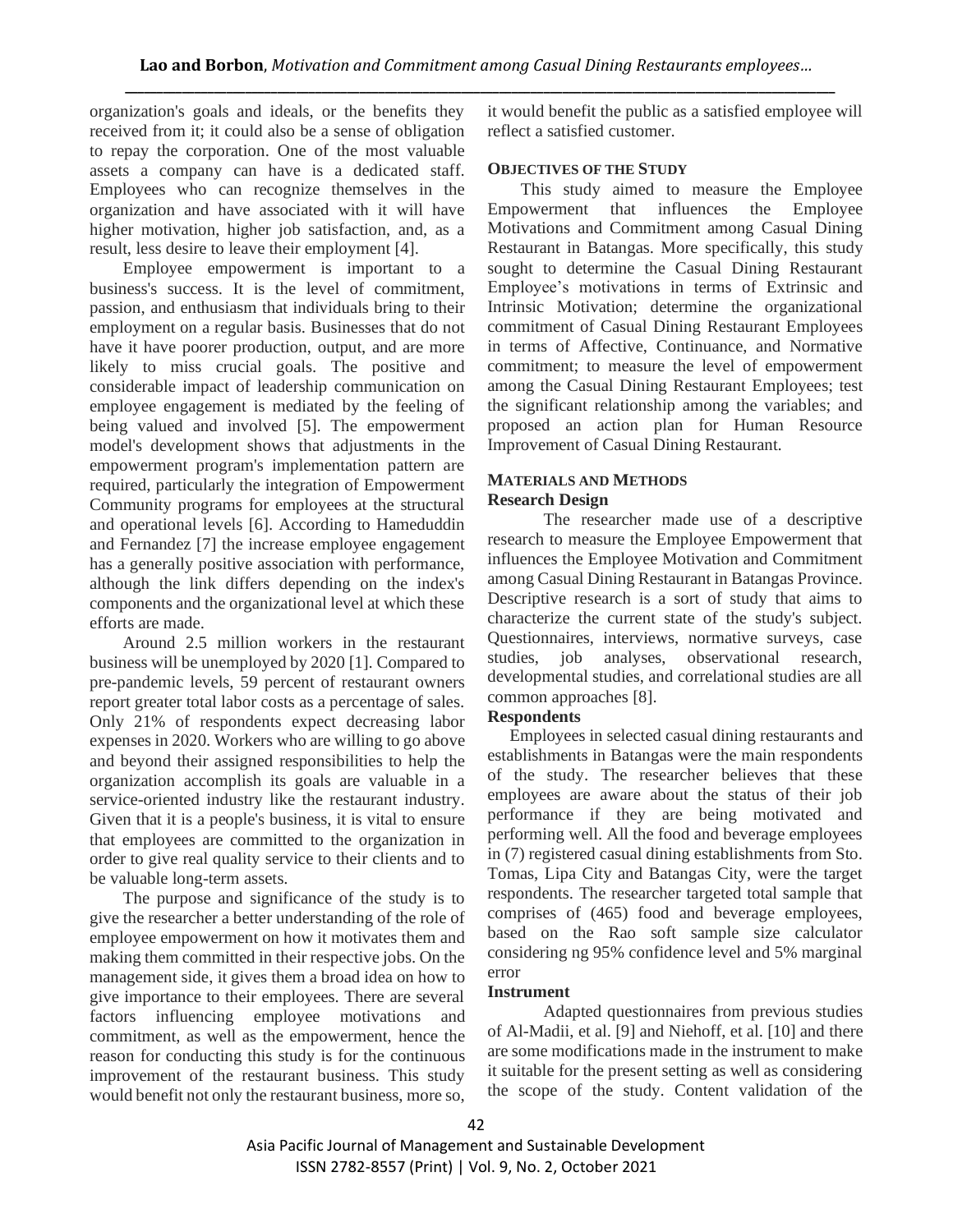organization's goals and ideals, or the benefits they received from it; it could also be a sense of obligation to repay the corporation. One of the most valuable assets a company can have is a dedicated staff. Employees who can recognize themselves in the organization and have associated with it will have higher motivation, higher job satisfaction, and, as a result, less desire to leave their employment [4].

Employee empowerment is important to a business's success. It is the level of commitment, passion, and enthusiasm that individuals bring to their employment on a regular basis. Businesses that do not have it have poorer production, output, and are more likely to miss crucial goals. The positive and considerable impact of leadership communication on employee engagement is mediated by the feeling of being valued and involved [5]. The empowerment model's development shows that adjustments in the empowerment program's implementation pattern are required, particularly the integration of Empowerment Community programs for employees at the structural and operational levels [6]. According to Hameduddin and Fernandez [7] the increase employee engagement has a generally positive association with performance, although the link differs depending on the index's components and the organizational level at which these efforts are made.

Around 2.5 million workers in the restaurant business will be unemployed by 2020 [1]. Compared to pre-pandemic levels, 59 percent of restaurant owners report greater total labor costs as a percentage of sales. Only 21% of respondents expect decreasing labor expenses in 2020. Workers who are willing to go above and beyond their assigned responsibilities to help the organization accomplish its goals are valuable in a service-oriented industry like the restaurant industry. Given that it is a people's business, it is vital to ensure that employees are committed to the organization in order to give real quality service to their clients and to be valuable long-term assets.

The purpose and significance of the study is to give the researcher a better understanding of the role of employee empowerment on how it motivates them and making them committed in their respective jobs. On the management side, it gives them a broad idea on how to give importance to their employees. There are several factors influencing employee motivations and commitment, as well as the empowerment, hence the reason for conducting this study is for the continuous improvement of the restaurant business. This study would benefit not only the restaurant business, more so, it would benefit the public as a satisfied employee will reflect a satisfied customer.

## OBJECTIVES OF THE STUDY

This study aimed to measure the Employee Empowerment that influences the Employee Motivations and Commitment among Casual Dining Restaurant in Batangas. More specifically, this study sought to determine the Casual Dining Restaurant Employee's motivations in terms of Extrinsic and Intrinsic Motivation; determine the organizational commitment of Casual Dining Restaurant Employees in terms of Affective, Continuance, and Normative commitment; to measure the level of empowerment among the Casual Dining Restaurant Employees; test the significant relationship among the variables; and proposed an action plan for Human Resource Improvement of Casual Dining Restaurant.

## MATERIALS AND METHODS

### Research Design

The researcher made use of a descriptive research to measure the Employee Empowerment that influences the Employee Motivation and Commitment among Casual Dining Restaurant in Batangas Province. Descriptive research is a sort of study that aims to characterize the current state of the study's subject. Questionnaires, interviews, normative surveys, case studies, job analyses, observational research, developmental studies, and correlational studies are all common approaches [8].

### Respondents

Employees in selected casual dining restaurants and establishments in Batangas were the main respondents of the study. The researcher believes that these employees are aware about the status of their job performance if they are being motivated and performing well. All the food and beverage employees in (7) registered casual dining establishments from Sto. Tomas, Lipa City and Batangas City, were the target respondents. The researcher targeted total sample that comprises of (465) food and beverage employees, based on the Rao soft sample size calculator considering ng 95% confidence level and 5% marginal error

### Instrument

Adapted questionnaires from previous studies of Al-Madii, et al. [9] and Niehoff, et al. [10] and there are some modifications made in the instrument to make it suitable for the present setting as well as considering the scope of the study. Content validation of the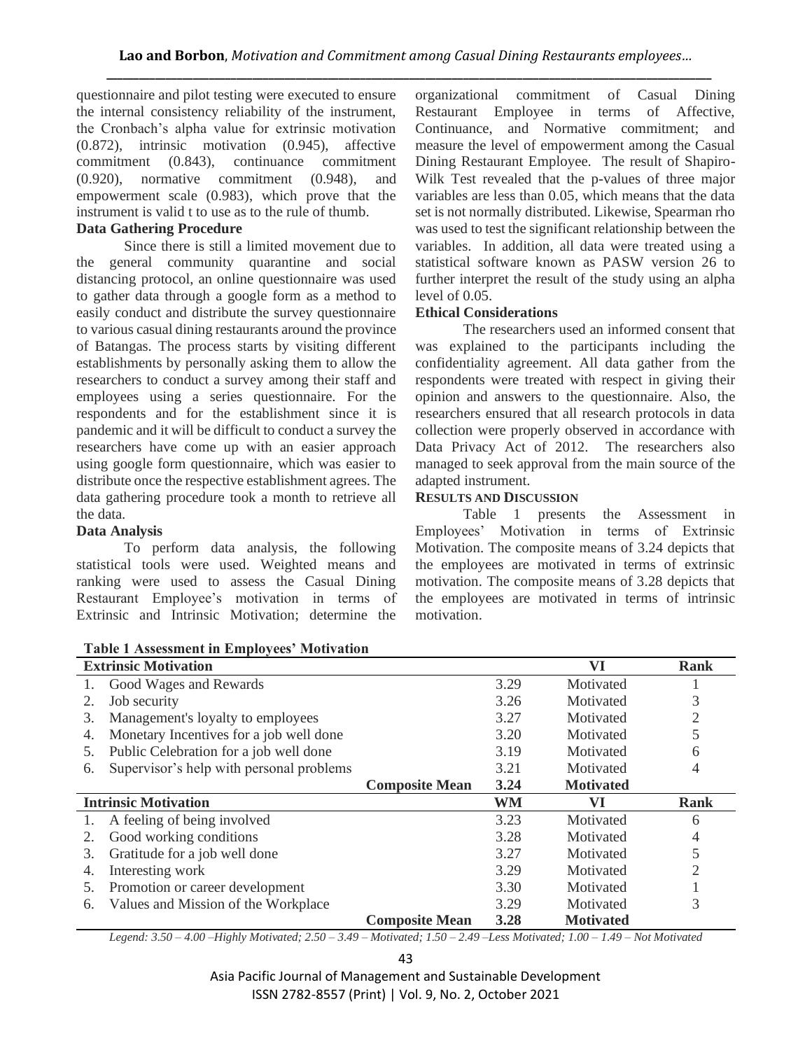questionnaire and pilot testing were executed to ensure the internal consistency reliability of the instrument, the Cronbach's alpha value for extrinsic motivation (0.872), intrinsic motivation (0.945), affective commitment (0.843), continuance commitment (0.920), normative commitment (0.948), and empowerment scale (0.983), which prove that the instrument is valid t to use as to the rule of thumb.

**Data Gathering Procedure**

Since there is still a limited movement due to the general community quarantine and social distancing protocol, an online questionnaire was used to gather data through a google form as a method to easily conduct and distribute the survey questionnaire to various casual dining restaurants around the province of Batangas. The process starts by visiting different establishments by personally asking them to allow the researchers to conduct a survey among their staff and employees using a series questionnaire. For the respondents and for the establishment since it is pandemic and it will be difficult to conduct a survey the researchers have come up with an easier approach using google form questionnaire, which was easier to distribute once the respective establishment agrees. The data gathering procedure took a month to retrieve all the data.

**Data Analysis**

To perform data analysis, the following statistical tools were used. Weighted means and ranking were used to assess the Casual Dining Restaurant Employee's motivation in terms of Extrinsic and Intrinsic Motivation; determine the organizational commitment of Casual Dining Restaurant Employee in terms of Affective, Continuance, and Normative commitment; and measure the level of empowerment among the Casual Dining Restaurant Employee. The result of Shapiro-Wilk Test revealed that the p-values of three major variables are less than 0.05, which means that the data set is not normally distributed. Likewise, Spearman rho was used to test the significant relationship between the variables. In addition, all data were treated using a statistical software known as PASW version 26 to further interpret the result of the study using an alpha level of 0.05.

**Ethical Considerations**

The researchers used an informed consent that was explained to the participants including the confidentiality agreement. All data gather from the respondents were treated with respect in giving their opinion and answers to the questionnaire. Also, the researchers ensured that all research protocols in data collection were properly observed in accordance with Data Privacy Act of 2012. The researchers also managed to seek approval from the main source of the adapted instrument.

## RESULTS AND DISCUSSION

Table 1 presents the Assessment in Employees' Motivation in terms of Extrinsic Motivation. The composite means of 3.24 depicts that the employees are motivated in terms of extrinsic motivation. The composite means of 3.28 depicts that the employees are motivated in terms of intrinsic motivation.

**Table 1 Assessment in Employees' Motivation**

| **Extrinsic Motivation** | | **VI** | **Rank** |
|---|---|---|---|
| 1. Good Wages and Rewards | 3.29 | Motivated | 1 |
| 2. Job security | 3.26 | Motivated | 3 |
| 3. Management's loyalty to employees | 3.27 | Motivated | 2 |
| 4. Monetary Incentives for a job well done | 3.20 | Motivated | 5 |
| 5. Public Celebration for a job well done | 3.19 | Motivated | 6 |
| 6. Supervisor's help with personal problems | 3.21 | Motivated | 4 |
| **Composite Mean** | **3.24** | **Motivated** | |
| **Intrinsic Motivation** | **WM** | **VI** | **Rank** |
| 1. A feeling of being involved | 3.23 | Motivated | 6 |
| 2. Good working conditions | 3.28 | Motivated | 4 |
| 3. Gratitude for a job well done | 3.27 | Motivated | 5 |
| 4. Interesting work | 3.29 | Motivated | 2 |
| 5. Promotion or career development | 3.30 | Motivated | 1 |
| 6. Values and Mission of the Workplace | 3.29 | Motivated | 3 |
| **Composite Mean** | **3.28** | **Motivated** | |

*Legend: 3.50 – 4.00 –Highly Motivated; 2.50 – 3.49 – Motivated; 1.50 – 2.49 –Less Motivated; 1.00 – 1.49 – Not Motivated*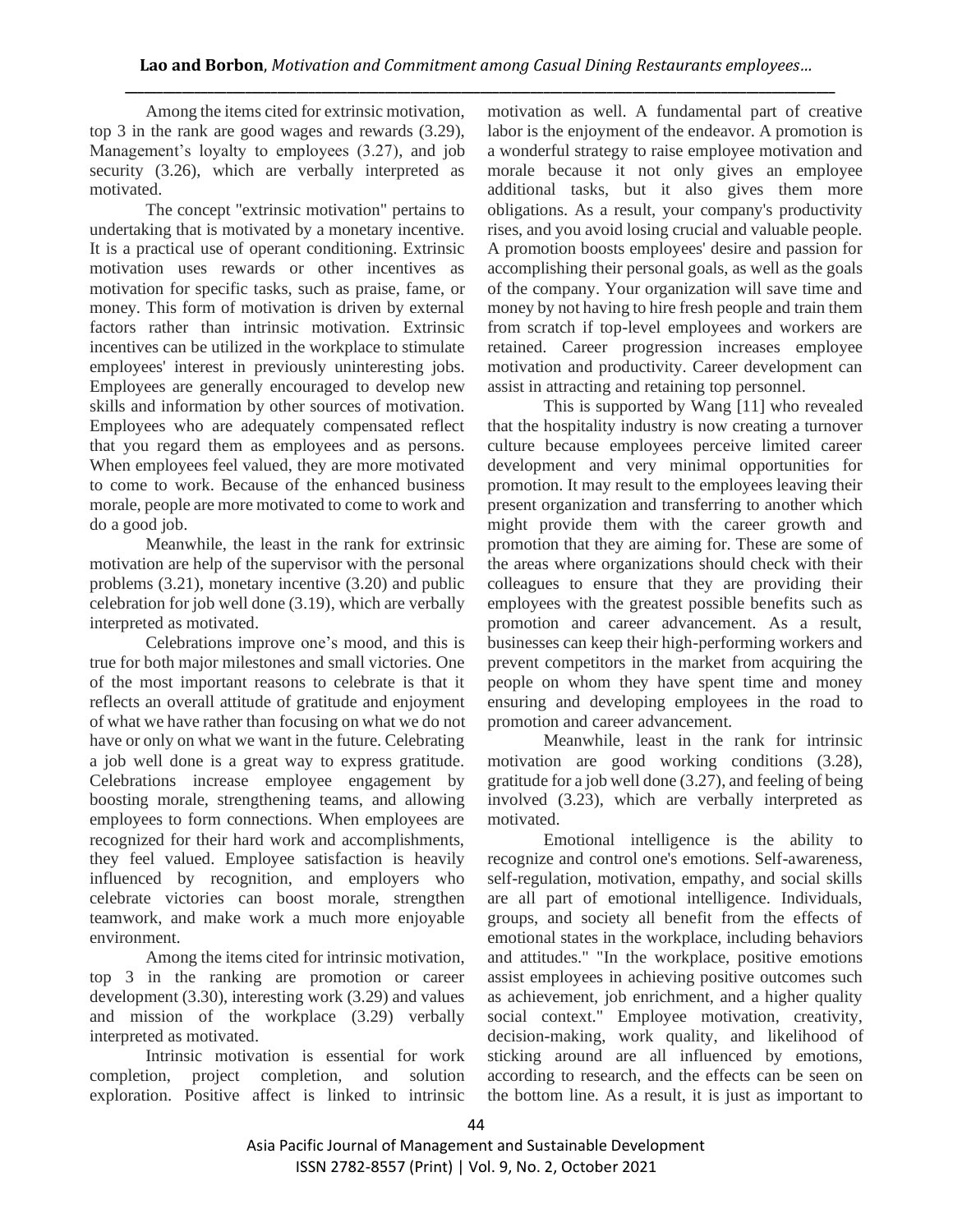Among the items cited for extrinsic motivation, top 3 in the rank are good wages and rewards (3.29), Management's loyalty to employees (3.27), and job security (3.26), which are verbally interpreted as motivated.

The concept "extrinsic motivation" pertains to undertaking that is motivated by a monetary incentive. It is a practical use of operant conditioning. Extrinsic motivation uses rewards or other incentives as motivation for specific tasks, such as praise, fame, or money. This form of motivation is driven by external factors rather than intrinsic motivation. Extrinsic incentives can be utilized in the workplace to stimulate employees' interest in previously uninteresting jobs. Employees are generally encouraged to develop new skills and information by other sources of motivation. Employees who are adequately compensated reflect that you regard them as employees and as persons. When employees feel valued, they are more motivated to come to work. Because of the enhanced business morale, people are more motivated to come to work and do a good job.

Meanwhile, the least in the rank for extrinsic motivation are help of the supervisor with the personal problems (3.21), monetary incentive (3.20) and public celebration for job well done (3.19), which are verbally interpreted as motivated.

Celebrations improve one's mood, and this is true for both major milestones and small victories. One of the most important reasons to celebrate is that it reflects an overall attitude of gratitude and enjoyment of what we have rather than focusing on what we do not have or only on what we want in the future. Celebrating a job well done is a great way to express gratitude. Celebrations increase employee engagement by boosting morale, strengthening teams, and allowing employees to form connections. When employees are recognized for their hard work and accomplishments, they feel valued. Employee satisfaction is heavily influenced by recognition, and employers who celebrate victories can boost morale, strengthen teamwork, and make work a much more enjoyable environment.

Among the items cited for intrinsic motivation, top 3 in the ranking are promotion or career development (3.30), interesting work (3.29) and values and mission of the workplace (3.29) verbally interpreted as motivated.

Intrinsic motivation is essential for work completion, project completion, and solution exploration. Positive affect is linked to intrinsic motivation as well. A fundamental part of creative labor is the enjoyment of the endeavor. A promotion is a wonderful strategy to raise employee motivation and morale because it not only gives an employee additional tasks, but it also gives them more obligations. As a result, your company's productivity rises, and you avoid losing crucial and valuable people. A promotion boosts employees' desire and passion for accomplishing their personal goals, as well as the goals of the company. Your organization will save time and money by not having to hire fresh people and train them from scratch if top-level employees and workers are retained. Career progression increases employee motivation and productivity. Career development can assist in attracting and retaining top personnel.

This is supported by Wang [11] who revealed that the hospitality industry is now creating a turnover culture because employees perceive limited career development and very minimal opportunities for promotion. It may result to the employees leaving their present organization and transferring to another which might provide them with the career growth and promotion that they are aiming for. These are some of the areas where organizations should check with their colleagues to ensure that they are providing their employees with the greatest possible benefits such as promotion and career advancement. As a result, businesses can keep their high-performing workers and prevent competitors in the market from acquiring the people on whom they have spent time and money ensuring and developing employees in the road to promotion and career advancement.

Meanwhile, least in the rank for intrinsic motivation are good working conditions (3.28), gratitude for a job well done (3.27), and feeling of being involved (3.23), which are verbally interpreted as motivated.

Emotional intelligence is the ability to recognize and control one's emotions. Self-awareness, self-regulation, motivation, empathy, and social skills are all part of emotional intelligence. Individuals, groups, and society all benefit from the effects of emotional states in the workplace, including behaviors and attitudes." "In the workplace, positive emotions assist employees in achieving positive outcomes such as achievement, job enrichment, and a higher quality social context." Employee motivation, creativity, decision-making, work quality, and likelihood of sticking around are all influenced by emotions, according to research, and the effects can be seen on the bottom line. As a result, it is just as important to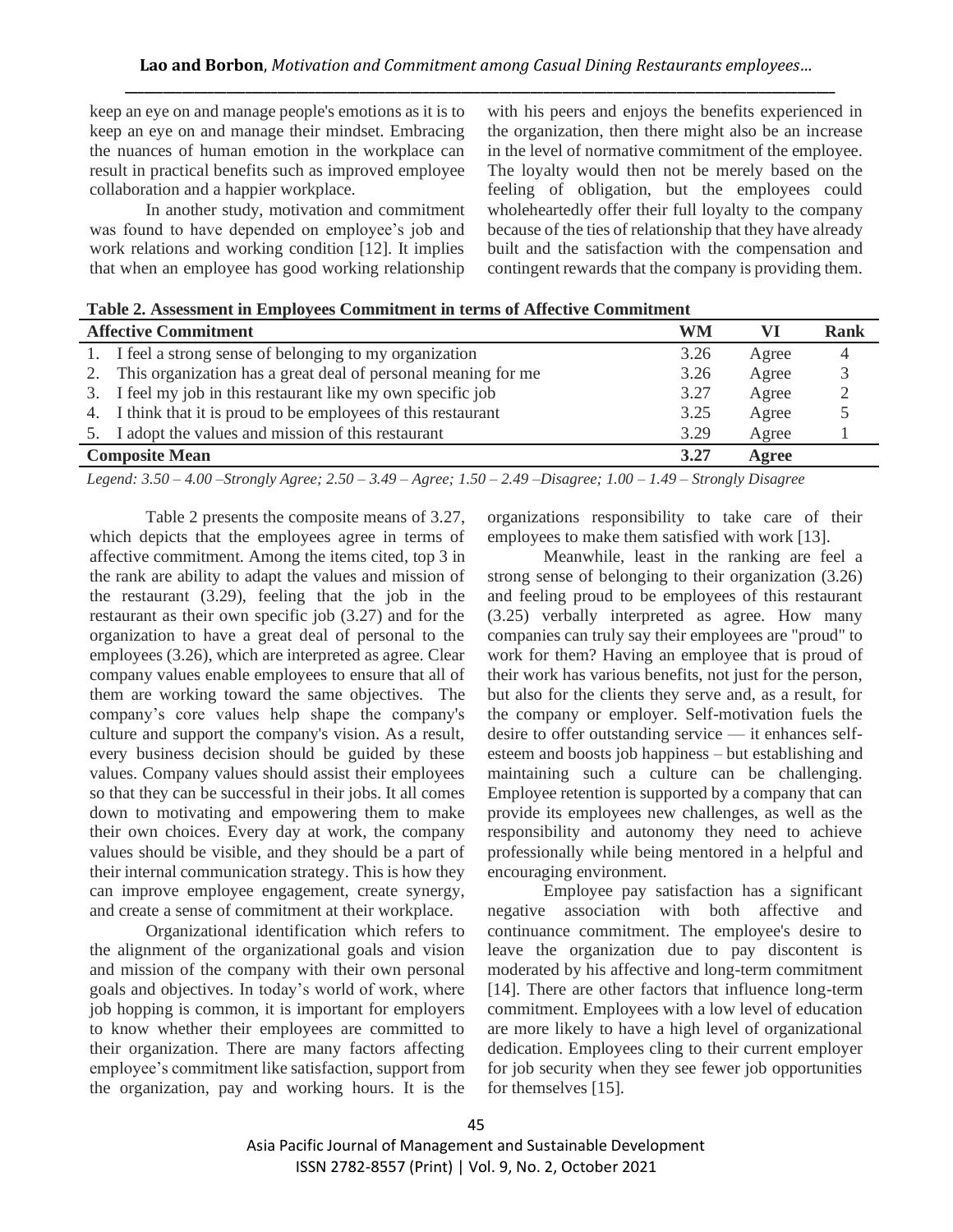keep an eye on and manage people's emotions as it is to keep an eye on and manage their mindset. Embracing the nuances of human emotion in the workplace can result in practical benefits such as improved employee collaboration and a happier workplace.

In another study, motivation and commitment was found to have depended on employee's job and work relations and working condition [12]. It implies that when an employee has good working relationship with his peers and enjoys the benefits experienced in the organization, then there might also be an increase in the level of normative commitment of the employee. The loyalty would then not be merely based on the feeling of obligation, but the employees could wholeheartedly offer their full loyalty to the company because of the ties of relationship that they have already built and the satisfaction with the compensation and contingent rewards that the company is providing them.

**Table 2. Assessment in Employees Commitment in terms of Affective Commitment**

| Affective Commitment | WM | VI | Rank |
|---|---|---|---|
| 1. I feel a strong sense of belonging to my organization | 3.26 | Agree | 4 |
| 2. This organization has a great deal of personal meaning for me | 3.26 | Agree | 3 |
| 3. I feel my job in this restaurant like my own specific job | 3.27 | Agree | 2 |
| 4. I think that it is proud to be employees of this restaurant | 3.25 | Agree | 5 |
| 5. I adopt the values and mission of this restaurant | 3.29 | Agree | 1 |
| **Composite Mean** | **3.27** | **Agree** | |

*Legend: 3.50 – 4.00 –Strongly Agree; 2.50 – 3.49 – Agree; 1.50 – 2.49 –Disagree; 1.00 – 1.49 – Strongly Disagree*

Table 2 presents the composite means of 3.27, which depicts that the employees agree in terms of affective commitment. Among the items cited, top 3 in the rank are ability to adapt the values and mission of the restaurant (3.29), feeling that the job in the restaurant as their own specific job (3.27) and for the organization to have a great deal of personal to the employees (3.26), which are interpreted as agree. Clear company values enable employees to ensure that all of them are working toward the same objectives. The company's core values help shape the company's culture and support the company's vision. As a result, every business decision should be guided by these values. Company values should assist their employees so that they can be successful in their jobs. It all comes down to motivating and empowering them to make their own choices. Every day at work, the company values should be visible, and they should be a part of their internal communication strategy. This is how they can improve employee engagement, create synergy, and create a sense of commitment at their workplace.

Organizational identification which refers to the alignment of the organizational goals and vision and mission of the company with their own personal goals and objectives. In today's world of work, where job hopping is common, it is important for employers to know whether their employees are committed to their organization. There are many factors affecting employee's commitment like satisfaction, support from the organization, pay and working hours. It is the organizations responsibility to take care of their employees to make them satisfied with work [13].

Meanwhile, least in the ranking are feel a strong sense of belonging to their organization (3.26) and feeling proud to be employees of this restaurant (3.25) verbally interpreted as agree. How many companies can truly say their employees are "proud" to work for them? Having an employee that is proud of their work has various benefits, not just for the person, but also for the clients they serve and, as a result, for the company or employer. Self-motivation fuels the desire to offer outstanding service — it enhances self-esteem and boosts job happiness – but establishing and maintaining such a culture can be challenging. Employee retention is supported by a company that can provide its employees new challenges, as well as the responsibility and autonomy they need to achieve professionally while being mentored in a helpful and encouraging environment.

Employee pay satisfaction has a significant negative association with both affective and continuance commitment. The employee's desire to leave the organization due to pay discontent is moderated by his affective and long-term commitment [14]. There are other factors that influence long-term commitment. Employees with a low level of education are more likely to have a high level of organizational dedication. Employees cling to their current employer for job security when they see fewer job opportunities for themselves [15].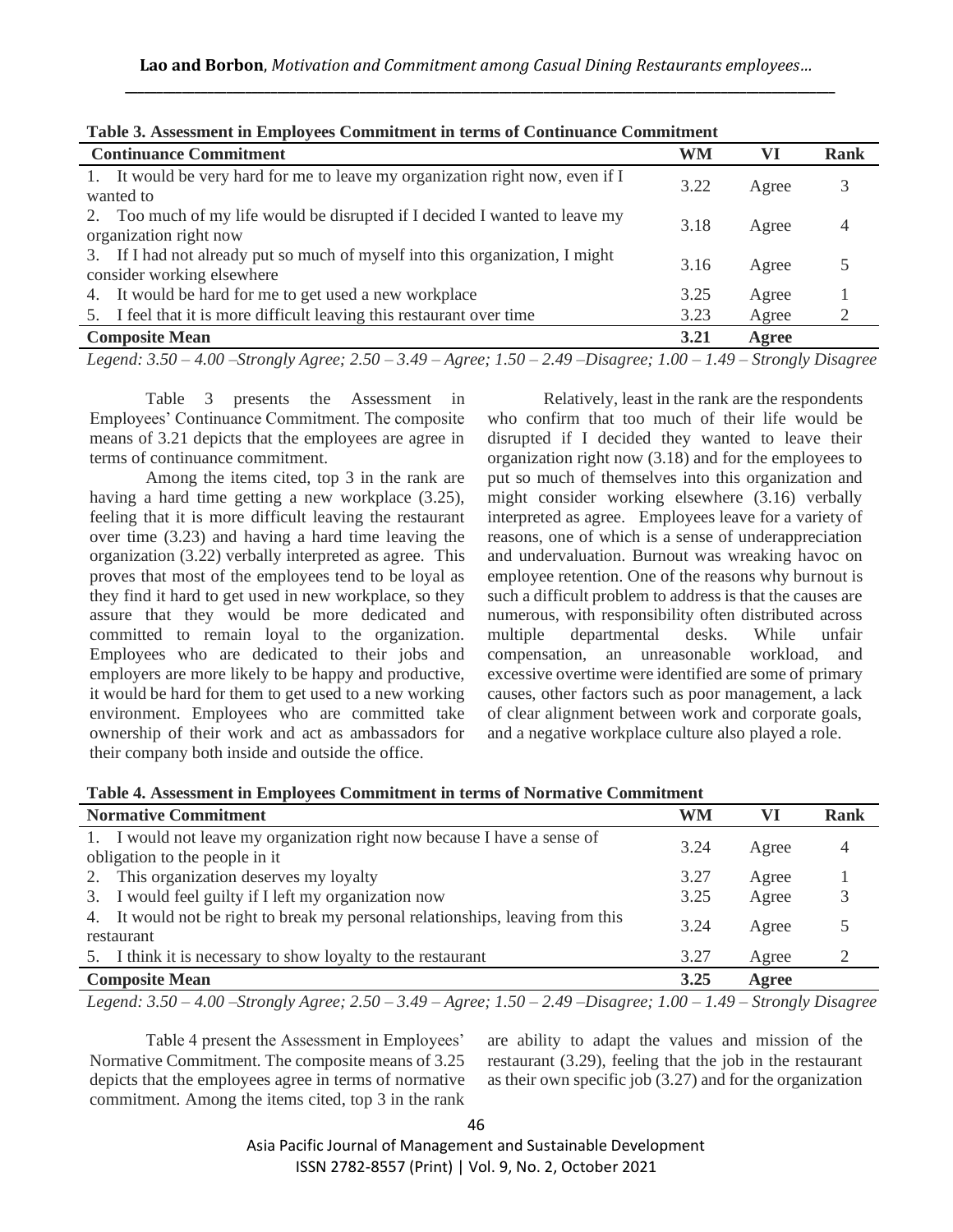**Table 3. Assessment in Employees Commitment in terms of Continuance Commitment**

| Continuance Commitment | WM | VI | Rank |
|---|---|---|---|
| 1. It would be very hard for me to leave my organization right now, even if I wanted to | 3.22 | Agree | 3 |
| 2. Too much of my life would be disrupted if I decided I wanted to leave my organization right now | 3.18 | Agree | 4 |
| 3. If I had not already put so much of myself into this organization, I might consider working elsewhere | 3.16 | Agree | 5 |
| 4. It would be hard for me to get used a new workplace | 3.25 | Agree | 1 |
| 5. I feel that it is more difficult leaving this restaurant over time | 3.23 | Agree | 2 |
| **Composite Mean** | **3.21** | **Agree** | |

*Legend: 3.50 – 4.00 –Strongly Agree; 2.50 – 3.49 – Agree; 1.50 – 2.49 –Disagree; 1.00 – 1.49 – Strongly Disagree*

Table 3 presents the Assessment in Employees' Continuance Commitment. The composite means of 3.21 depicts that the employees are agree in terms of continuance commitment.

Among the items cited, top 3 in the rank are having a hard time getting a new workplace (3.25), feeling that it is more difficult leaving the restaurant over time (3.23) and having a hard time leaving the organization (3.22) verbally interpreted as agree. This proves that most of the employees tend to be loyal as they find it hard to get used in new workplace, so they assure that they would be more dedicated and committed to remain loyal to the organization. Employees who are dedicated to their jobs and employers are more likely to be happy and productive, it would be hard for them to get used to a new working environment. Employees who are committed take ownership of their work and act as ambassadors for their company both inside and outside the office.

Relatively, least in the rank are the respondents who confirm that too much of their life would be disrupted if I decided they wanted to leave their organization right now (3.18) and for the employees to put so much of themselves into this organization and might consider working elsewhere (3.16) verbally interpreted as agree. Employees leave for a variety of reasons, one of which is a sense of underappreciation and undervaluation. Burnout was wreaking havoc on employee retention. One of the reasons why burnout is such a difficult problem to address is that the causes are numerous, with responsibility often distributed across multiple departmental desks. While unfair compensation, an unreasonable workload, and excessive overtime were identified are some of primary causes, other factors such as poor management, a lack of clear alignment between work and corporate goals, and a negative workplace culture also played a role.

**Table 4. Assessment in Employees Commitment in terms of Normative Commitment**

| Normative Commitment | WM | VI | Rank |
|---|---|---|---|
| 1. I would not leave my organization right now because I have a sense of obligation to the people in it | 3.24 | Agree | 4 |
| 2. This organization deserves my loyalty | 3.27 | Agree | 1 |
| 3. I would feel guilty if I left my organization now | 3.25 | Agree | 3 |
| 4. It would not be right to break my personal relationships, leaving from this restaurant | 3.24 | Agree | 5 |
| 5. I think it is necessary to show loyalty to the restaurant | 3.27 | Agree | 2 |
| **Composite Mean** | **3.25** | **Agree** | |

*Legend: 3.50 – 4.00 –Strongly Agree; 2.50 – 3.49 – Agree; 1.50 – 2.49 –Disagree; 1.00 – 1.49 – Strongly Disagree*

Table 4 present the Assessment in Employees' Normative Commitment. The composite means of 3.25 depicts that the employees agree in terms of normative commitment. Among the items cited, top 3 in the rank are ability to adapt the values and mission of the restaurant (3.29), feeling that the job in the restaurant as their own specific job (3.27) and for the organization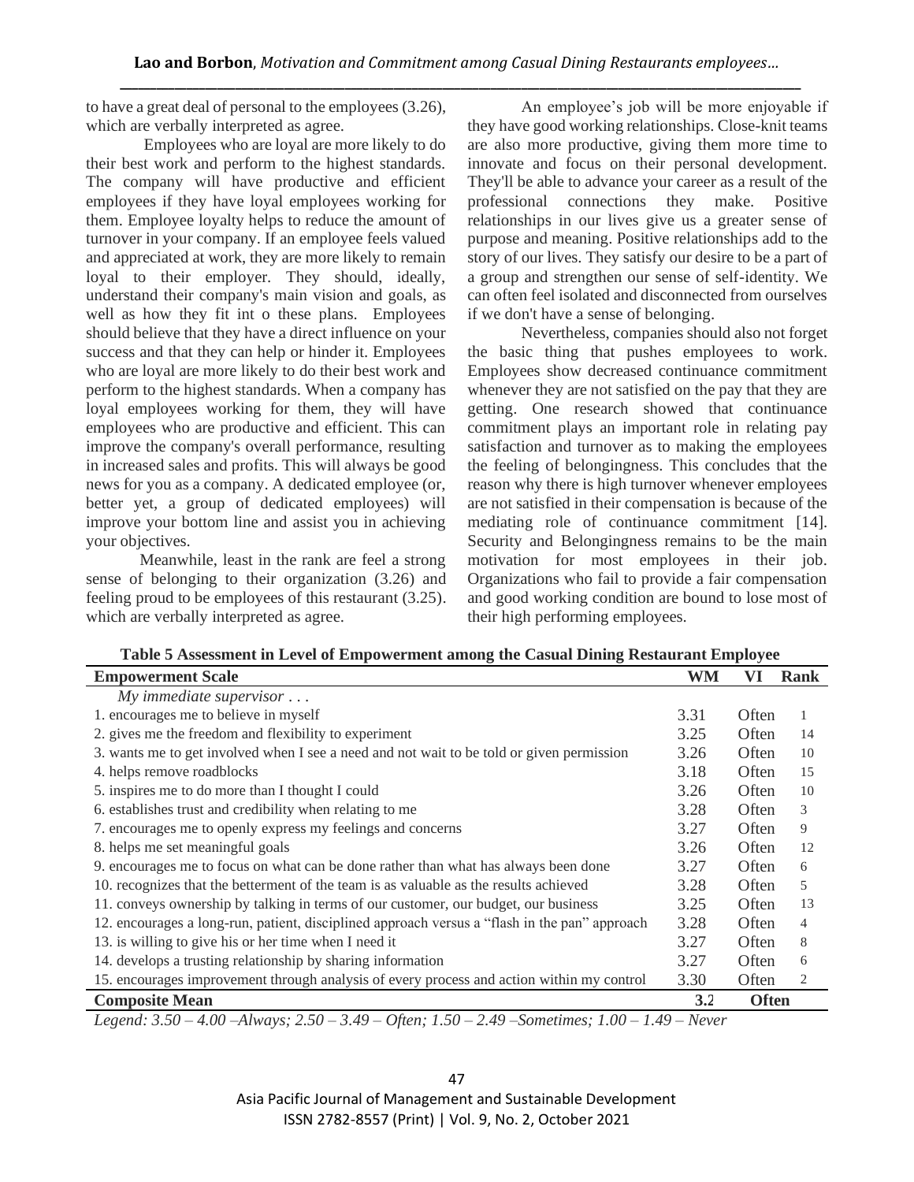to have a great deal of personal to the employees (3.26), which are verbally interpreted as agree.

Employees who are loyal are more likely to do their best work and perform to the highest standards. The company will have productive and efficient employees if they have loyal employees working for them. Employee loyalty helps to reduce the amount of turnover in your company. If an employee feels valued and appreciated at work, they are more likely to remain loyal to their employer. They should, ideally, understand their company's main vision and goals, as well as how they fit int o these plans. Employees should believe that they have a direct influence on your success and that they can help or hinder it. Employees who are loyal are more likely to do their best work and perform to the highest standards. When a company has loyal employees working for them, they will have employees who are productive and efficient. This can improve the company's overall performance, resulting in increased sales and profits. This will always be good news for you as a company. A dedicated employee (or, better yet, a group of dedicated employees) will improve your bottom line and assist you in achieving your objectives.

Meanwhile, least in the rank are feel a strong sense of belonging to their organization (3.26) and feeling proud to be employees of this restaurant (3.25). which are verbally interpreted as agree.

An employee's job will be more enjoyable if they have good working relationships. Close-knit teams are also more productive, giving them more time to innovate and focus on their personal development. They'll be able to advance your career as a result of the professional connections they make. Positive relationships in our lives give us a greater sense of purpose and meaning. Positive relationships add to the story of our lives. They satisfy our desire to be a part of a group and strengthen our sense of self-identity. We can often feel isolated and disconnected from ourselves if we don't have a sense of belonging.

Nevertheless, companies should also not forget the basic thing that pushes employees to work. Employees show decreased continuance commitment whenever they are not satisfied on the pay that they are getting. One research showed that continuance commitment plays an important role in relating pay satisfaction and turnover as to making the employees the feeling of belongingness. This concludes that the reason why there is high turnover whenever employees are not satisfied in their compensation is because of the mediating role of continuance commitment [14]. Security and Belongingness remains to be the main motivation for most employees in their job. Organizations who fail to provide a fair compensation and good working condition are bound to lose most of their high performing employees.

**Table 5 Assessment in Level of Empowerment among the Casual Dining Restaurant Employee**

| Empowerment Scale | WM | VI | Rank |
|---|---|---|---|
| *My immediate supervisor . . .* | | | |
| 1. encourages me to believe in myself | 3.31 | Often | 1 |
| 2. gives me the freedom and flexibility to experiment | 3.25 | Often | 14 |
| 3. wants me to get involved when I see a need and not wait to be told or given permission | 3.26 | Often | 10 |
| 4. helps remove roadblocks | 3.18 | Often | 15 |
| 5. inspires me to do more than I thought I could | 3.26 | Often | 10 |
| 6. establishes trust and credibility when relating to me | 3.28 | Often | 3 |
| 7. encourages me to openly express my feelings and concerns | 3.27 | Often | 9 |
| 8. helps me set meaningful goals | 3.26 | Often | 12 |
| 9. encourages me to focus on what can be done rather than what has always been done | 3.27 | Often | 6 |
| 10. recognizes that the betterment of the team is as valuable as the results achieved | 3.28 | Often | 5 |
| 11. conveys ownership by talking in terms of our customer, our budget, our business | 3.25 | Often | 13 |
| 12. encourages a long-run, patient, disciplined approach versus a "flash in the pan" approach | 3.28 | Often | 4 |
| 13. is willing to give his or her time when I need it | 3.27 | Often | 8 |
| 14. develops a trusting relationship by sharing information | 3.27 | Often | 6 |
| 15. encourages improvement through analysis of every process and action within my control | 3.30 | Often | 2 |
| **Composite Mean** | **3.2** | **Often** | |

*Legend: 3.50 – 4.00 –Always; 2.50 – 3.49 – Often; 1.50 – 2.49 –Sometimes; 1.00 – 1.49 – Never*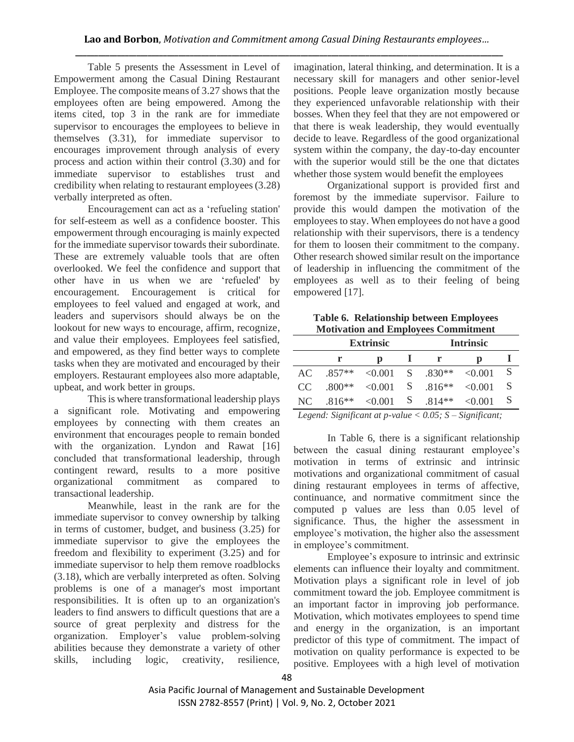Table 5 presents the Assessment in Level of Empowerment among the Casual Dining Restaurant Employee. The composite means of 3.27 shows that the employees often are being empowered. Among the items cited, top 3 in the rank are for immediate supervisor to encourages the employees to believe in themselves (3.31), for immediate supervisor to encourages improvement through analysis of every process and action within their control (3.30) and for immediate supervisor to establishes trust and credibility when relating to restaurant employees (3.28) verbally interpreted as often.

Encouragement can act as a 'refueling station' for self-esteem as well as a confidence booster. This empowerment through encouraging is mainly expected for the immediate supervisor towards their subordinate. These are extremely valuable tools that are often overlooked. We feel the confidence and support that other have in us when we are 'refueled' by encouragement. Encouragement is critical for employees to feel valued and engaged at work, and leaders and supervisors should always be on the lookout for new ways to encourage, affirm, recognize, and value their employees. Employees feel satisfied, and empowered, as they find better ways to complete tasks when they are motivated and encouraged by their employers. Restaurant employees also more adaptable, upbeat, and work better in groups.

This is where transformational leadership plays a significant role. Motivating and empowering employees by connecting with them creates an environment that encourages people to remain bonded with the organization. Lyndon and Rawat [16] concluded that transformational leadership, through contingent reward, results to a more positive organizational commitment as compared to transactional leadership.

Meanwhile, least in the rank are for the immediate supervisor to convey ownership by talking in terms of customer, budget, and business (3.25) for immediate supervisor to give the employees the freedom and flexibility to experiment (3.25) and for immediate supervisor to help them remove roadblocks (3.18), which are verbally interpreted as often. Solving problems is one of a manager's most important responsibilities. It is often up to an organization's leaders to find answers to difficult questions that are a source of great perplexity and distress for the organization. Employer's value problem-solving abilities because they demonstrate a variety of other skills, including logic, creativity, resilience, imagination, lateral thinking, and determination. It is a necessary skill for managers and other senior-level positions. People leave organization mostly because they experienced unfavorable relationship with their bosses. When they feel that they are not empowered or that there is weak leadership, they would eventually decide to leave. Regardless of the good organizational system within the company, the day-to-day encounter with the superior would still be the one that dictates whether those system would benefit the employees

Organizational support is provided first and foremost by the immediate supervisor. Failure to provide this would dampen the motivation of the employees to stay. When employees do not have a good relationship with their supervisors, there is a tendency for them to loosen their commitment to the company. Other research showed similar result on the importance of leadership in influencing the commitment of the employees as well as to their feeling of being empowered [17].

**Table 6. Relationship between Employees Motivation and Employees Commitment**

| | Extrinsic | | | Intrinsic | | |
|---|---|---|---|---|---|---|
| | r | p | I | r | p | I |
| AC | .857** | <0.001 | S | .830** | <0.001 | S |
| CC | .800** | <0.001 | S | .816** | <0.001 | S |
| NC | .816** | <0.001 | S | .814** | <0.001 | S |

*Legend: Significant at p-value < 0.05; S – Significant;*

In Table 6, there is a significant relationship between the casual dining restaurant employee's motivation in terms of extrinsic and intrinsic motivations and organizational commitment of casual dining restaurant employees in terms of affective, continuance, and normative commitment since the computed p values are less than 0.05 level of significance. Thus, the higher the assessment in employee's motivation, the higher also the assessment in employee's commitment.

Employee's exposure to intrinsic and extrinsic elements can influence their loyalty and commitment. Motivation plays a significant role in level of job commitment toward the job. Employee commitment is an important factor in improving job performance. Motivation, which motivates employees to spend time and energy in the organization, is an important predictor of this type of commitment. The impact of motivation on quality performance is expected to be positive. Employees with a high level of motivation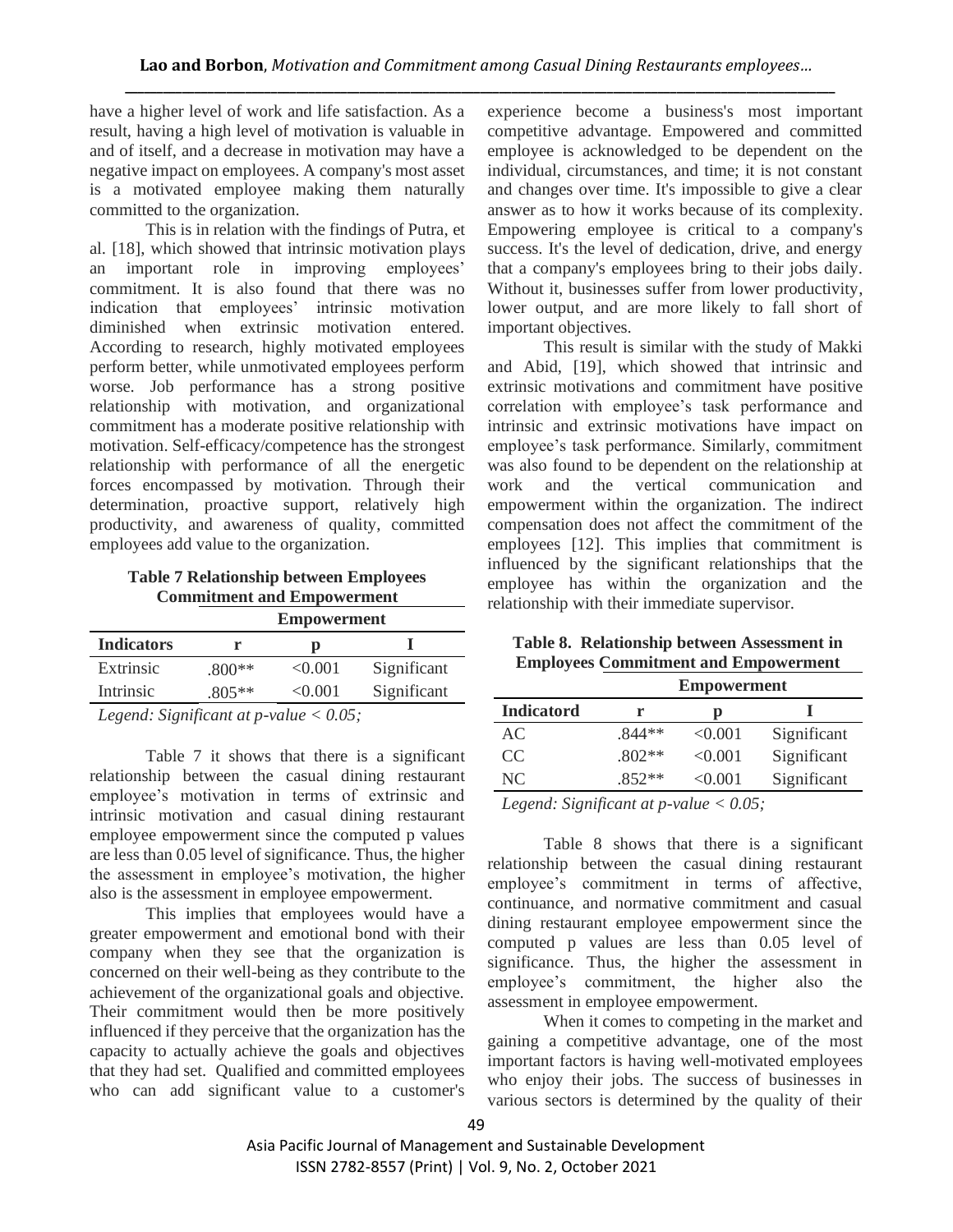have a higher level of work and life satisfaction. As a result, having a high level of motivation is valuable in and of itself, and a decrease in motivation may have a negative impact on employees. A company's most asset is a motivated employee making them naturally committed to the organization.

This is in relation with the findings of Putra, et al. [18], which showed that intrinsic motivation plays an important role in improving employees' commitment. It is also found that there was no indication that employees' intrinsic motivation diminished when extrinsic motivation entered. According to research, highly motivated employees perform better, while unmotivated employees perform worse. Job performance has a strong positive relationship with motivation, and organizational commitment has a moderate positive relationship with motivation. Self-efficacy/competence has the strongest relationship with performance of all the energetic forces encompassed by motivation. Through their determination, proactive support, relatively high productivity, and awareness of quality, committed employees add value to the organization.

**Table 7 Relationship between Employees Commitment and Empowerment**

| | Empowerment | | |
|---|---|---|---|
| **Indicators** | **r** | **p** | **I** |
| Extrinsic | .800** | <0.001 | Significant |
| Intrinsic | .805** | <0.001 | Significant |

*Legend: Significant at p-value < 0.05;*

Table 7 it shows that there is a significant relationship between the casual dining restaurant employee's motivation in terms of extrinsic and intrinsic motivation and casual dining restaurant employee empowerment since the computed p values are less than 0.05 level of significance. Thus, the higher the assessment in employee's motivation, the higher also is the assessment in employee empowerment.

This implies that employees would have a greater empowerment and emotional bond with their company when they see that the organization is concerned on their well-being as they contribute to the achievement of the organizational goals and objective. Their commitment would then be more positively influenced if they perceive that the organization has the capacity to actually achieve the goals and objectives that they had set. Qualified and committed employees who can add significant value to a customer's experience become a business's most important competitive advantage. Empowered and committed employee is acknowledged to be dependent on the individual, circumstances, and time; it is not constant and changes over time. It's impossible to give a clear answer as to how it works because of its complexity. Empowering employee is critical to a company's success. It's the level of dedication, drive, and energy that a company's employees bring to their jobs daily. Without it, businesses suffer from lower productivity, lower output, and are more likely to fall short of important objectives.

This result is similar with the study of Makki and Abid, [19], which showed that intrinsic and extrinsic motivations and commitment have positive correlation with employee's task performance and intrinsic and extrinsic motivations have impact on employee's task performance. Similarly, commitment was also found to be dependent on the relationship at work and the vertical communication and empowerment within the organization. The indirect compensation does not affect the commitment of the employees [12]. This implies that commitment is influenced by the significant relationships that the employee has within the organization and the relationship with their immediate supervisor.

**Table 8. Relationship between Assessment in Employees Commitment and Empowerment**

| | Empowerment | | |
|---|---|---|---|
| **Indicatord** | **r** | **p** | **I** |
| AC | .844** | <0.001 | Significant |
| CC | .802** | <0.001 | Significant |
| NC | .852** | <0.001 | Significant |

*Legend: Significant at p-value < 0.05;*

Table 8 shows that there is a significant relationship between the casual dining restaurant employee's commitment in terms of affective, continuance, and normative commitment and casual dining restaurant employee empowerment since the computed p values are less than 0.05 level of significance. Thus, the higher the assessment in employee's commitment, the higher also the assessment in employee empowerment.

When it comes to competing in the market and gaining a competitive advantage, one of the most important factors is having well-motivated employees who enjoy their jobs. The success of businesses in various sectors is determined by the quality of their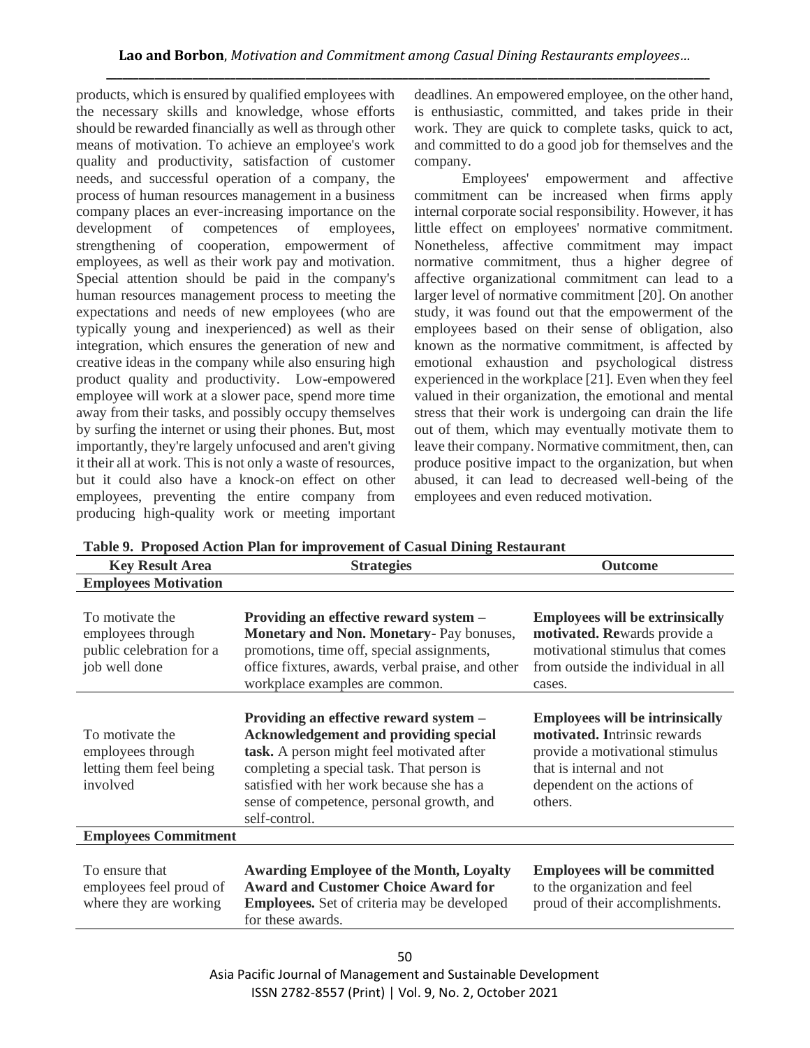products, which is ensured by qualified employees with the necessary skills and knowledge, whose efforts should be rewarded financially as well as through other means of motivation. To achieve an employee's work quality and productivity, satisfaction of customer needs, and successful operation of a company, the process of human resources management in a business company places an ever-increasing importance on the development of competences of employees, strengthening of cooperation, empowerment of employees, as well as their work pay and motivation. Special attention should be paid in the company's human resources management process to meeting the expectations and needs of new employees (who are typically young and inexperienced) as well as their integration, which ensures the generation of new and creative ideas in the company while also ensuring high product quality and productivity. Low-empowered employee will work at a slower pace, spend more time away from their tasks, and possibly occupy themselves by surfing the internet or using their phones. But, most importantly, they're largely unfocused and aren't giving it their all at work. This is not only a waste of resources, but it could also have a knock-on effect on other employees, preventing the entire company from producing high-quality work or meeting important deadlines. An empowered employee, on the other hand, is enthusiastic, committed, and takes pride in their work. They are quick to complete tasks, quick to act, and committed to do a good job for themselves and the company.

Employees' empowerment and affective commitment can be increased when firms apply internal corporate social responsibility. However, it has little effect on employees' normative commitment. Nonetheless, affective commitment may impact normative commitment, thus a higher degree of affective organizational commitment can lead to a larger level of normative commitment [20]. On another study, it was found out that the empowerment of the employees based on their sense of obligation, also known as the normative commitment, is affected by emotional exhaustion and psychological distress experienced in the workplace [21]. Even when they feel valued in their organization, the emotional and mental stress that their work is undergoing can drain the life out of them, which may eventually motivate them to leave their company. Normative commitment, then, can produce positive impact to the organization, but when abused, it can lead to decreased well-being of the employees and even reduced motivation.

**Table 9. Proposed Action Plan for improvement of Casual Dining Restaurant**

| Key Result Area | Strategies | Outcome |
|---|---|---|
| **Employees Motivation** | | |
| To motivate the employees through public celebration for a job well done | **Providing an effective reward system – Monetary and Non. Monetary-** Pay bonuses, promotions, time off, special assignments, office fixtures, awards, verbal praise, and other workplace examples are common. | **Employees will be extrinsically motivated. Re**wards provide a motivational stimulus that comes from outside the individual in all cases. |
| To motivate the employees through letting them feel being involved | **Providing an effective reward system – Acknowledgement and providing special task.** A person might feel motivated after completing a special task. That person is satisfied with her work because she has a sense of competence, personal growth, and self-control. | **Employees will be intrinsically motivated. I**ntrinsic rewards provide a motivational stimulus that is internal and not dependent on the actions of others. |
| **Employees Commitment** | | |
| To ensure that employees feel proud of where they are working | **Awarding Employee of the Month, Loyalty Award and Customer Choice Award for Employees.** Set of criteria may be developed for these awards. | **Employees will be committed** to the organization and feel proud of their accomplishments. |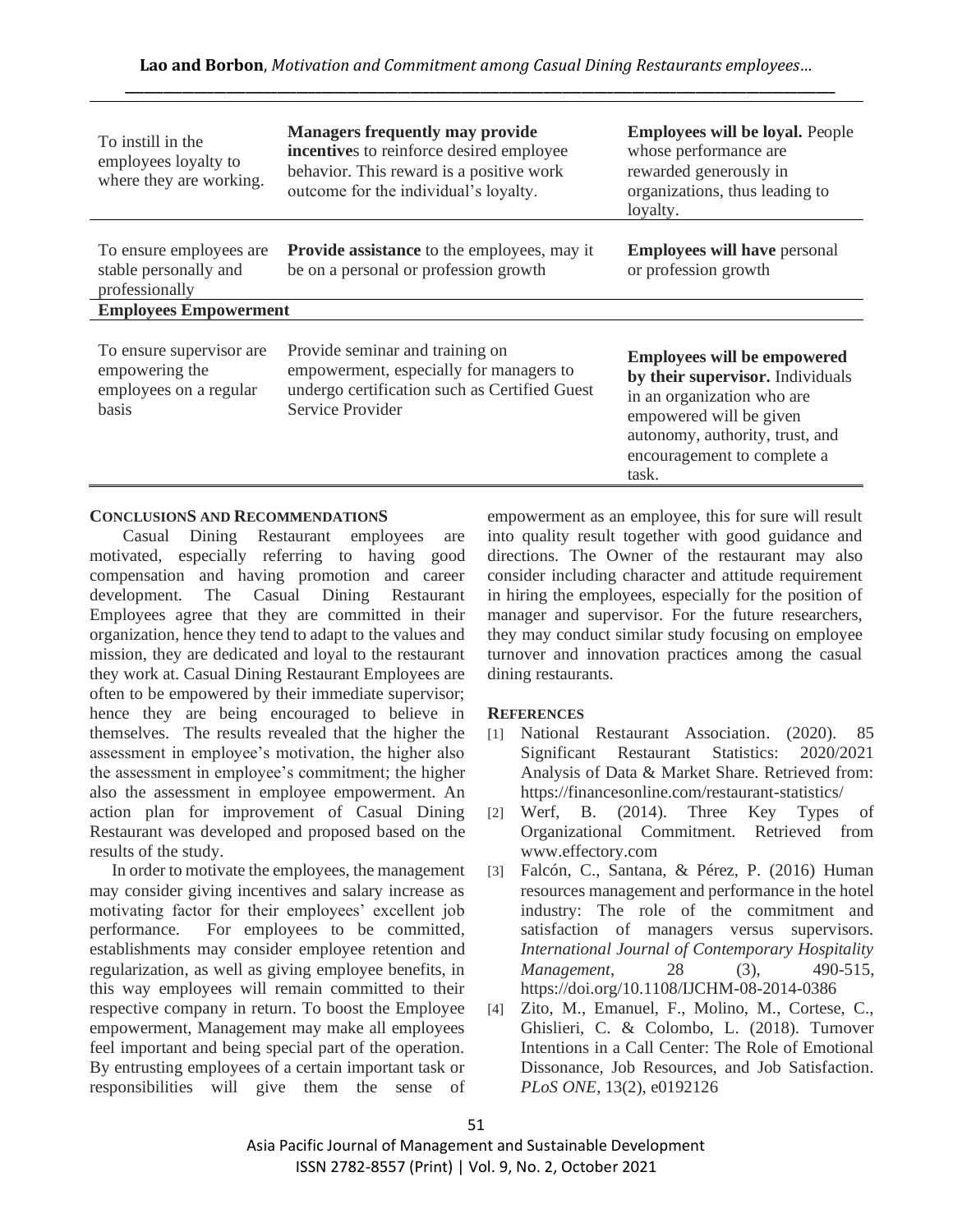| | | |
|---|---|---|
| To instill in the employees loyalty to where they are working. | **Managers frequently may provide incentive**s to reinforce desired employee behavior. This reward is a positive work outcome for the individual's loyalty. | **Employees will be loyal.** People whose performance are rewarded generously in organizations, thus leading to loyalty. |
| To ensure employees are stable personally and professionally | **Provide assistance** to the employees, may it be on a personal or profession growth | **Employees will have** personal or profession growth |
| **Employees Empowerment** | | |
| To ensure supervisor are empowering the employees on a regular basis | Provide seminar and training on empowerment, especially for managers to undergo certification such as Certified Guest Service Provider | **Employees will be empowered by their supervisor.** Individuals in an organization who are empowered will be given autonomy, authority, trust, and encouragement to complete a task. |

## CONCLUSIONS AND RECOMMENDATIONS

Casual Dining Restaurant employees are motivated, especially referring to having good compensation and having promotion and career development. The Casual Dining Restaurant Employees agree that they are committed in their organization, hence they tend to adapt to the values and mission, they are dedicated and loyal to the restaurant they work at. Casual Dining Restaurant Employees are often to be empowered by their immediate supervisor; hence they are being encouraged to believe in themselves. The results revealed that the higher the assessment in employee's motivation, the higher also the assessment in employee's commitment; the higher also the assessment in employee empowerment. An action plan for improvement of Casual Dining Restaurant was developed and proposed based on the results of the study.

In order to motivate the employees, the management may consider giving incentives and salary increase as motivating factor for their employees' excellent job performance. For employees to be committed, establishments may consider employee retention and regularization, as well as giving employee benefits, in this way employees will remain committed to their respective company in return. To boost the Employee empowerment, Management may make all employees feel important and being special part of the operation. By entrusting employees of a certain important task or responsibilities will give them the sense of empowerment as an employee, this for sure will result into quality result together with good guidance and directions. The Owner of the restaurant may also consider including character and attitude requirement in hiring the employees, especially for the position of manager and supervisor. For the future researchers, they may conduct similar study focusing on employee turnover and innovation practices among the casual dining restaurants.

## REFERENCES

[1] National Restaurant Association. (2020). 85 Significant Restaurant Statistics: 2020/2021 Analysis of Data & Market Share. Retrieved from: https://financesonline.com/restaurant-statistics/

[2] Werf, B. (2014). Three Key Types of Organizational Commitment. Retrieved from www.effectory.com

[3] Falcón, C., Santana, & Pérez, P. (2016) Human resources management and performance in the hotel industry: The role of the commitment and satisfaction of managers versus supervisors. *International Journal of Contemporary Hospitality Management*, 28 (3), 490-515, https://doi.org/10.1108/IJCHM-08-2014-0386

[4] Zito, M., Emanuel, F., Molino, M., Cortese, C., Ghislieri, C. & Colombo, L. (2018). Turnover Intentions in a Call Center: The Role of Emotional Dissonance, Job Resources, and Job Satisfaction. *PLoS ONE*, 13(2), e0192126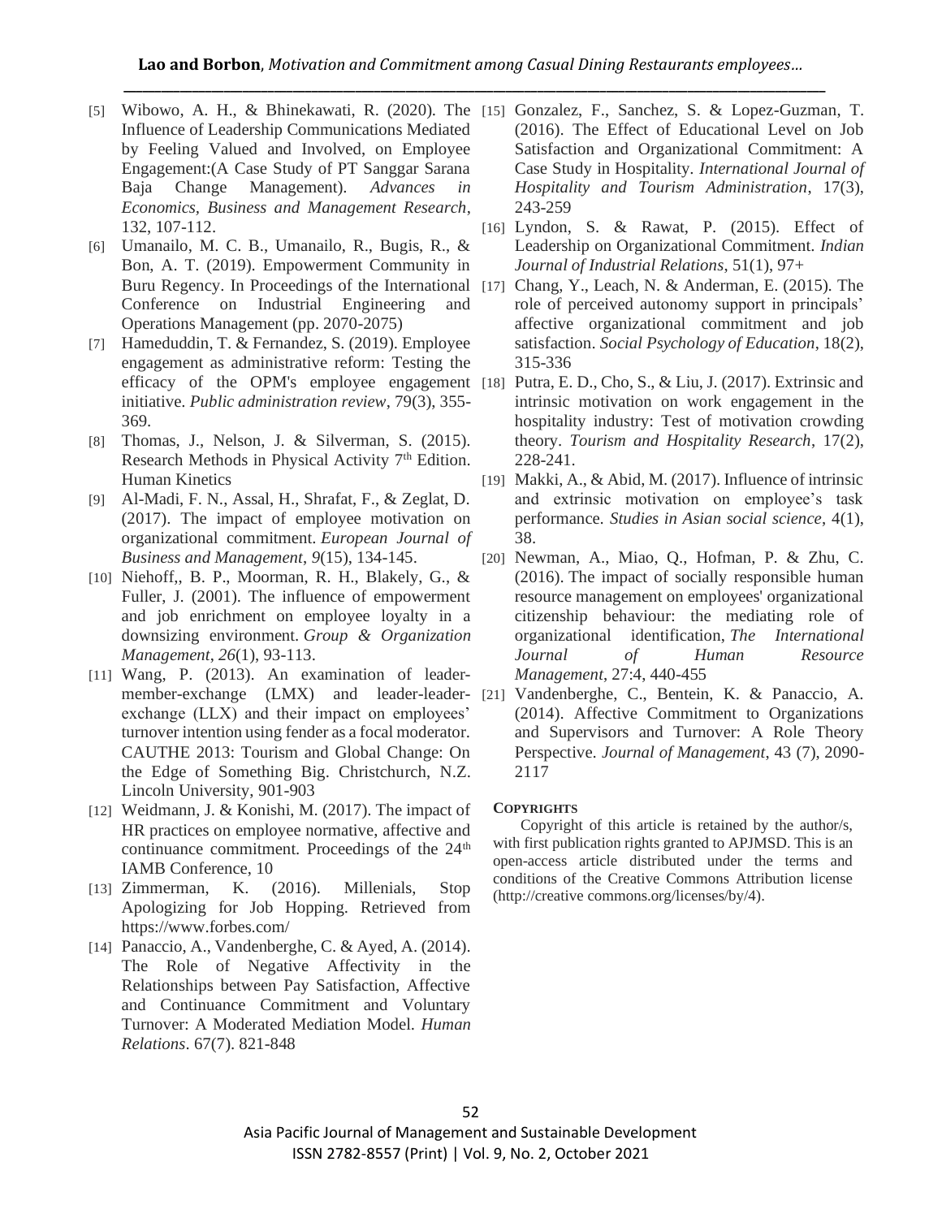[5] Wibowo, A. H., & Bhinekawati, R. (2020). The Influence of Leadership Communications Mediated by Feeling Valued and Involved, on Employee Engagement:(A Case Study of PT Sanggar Sarana Baja Change Management). *Advances in Economics, Business and Management Research*, 132, 107-112.

[6] Umanailo, M. C. B., Umanailo, R., Bugis, R., & Bon, A. T. (2019). Empowerment Community in Buru Regency. In Proceedings of the International Conference on Industrial Engineering and Operations Management (pp. 2070-2075)

[7] Hameduddin, T. & Fernandez, S. (2019). Employee engagement as administrative reform: Testing the efficacy of the OPM's employee engagement initiative. *Public administration review*, 79(3), 355-369.

[8] Thomas, J., Nelson, J. & Silverman, S. (2015). Research Methods in Physical Activity 7th Edition. Human Kinetics

[9] Al-Madi, F. N., Assal, H., Shrafat, F., & Zeglat, D. (2017). The impact of employee motivation on organizational commitment. *European Journal of Business and Management*, *9*(15), 134-145.

[10] Niehoff,, B. P., Moorman, R. H., Blakely, G., & Fuller, J. (2001). The influence of empowerment and job enrichment on employee loyalty in a downsizing environment. *Group & Organization Management*, *26*(1), 93-113.

[11] Wang, P. (2013). An examination of leader-member-exchange (LMX) and leader-leader-exchange (LLX) and their impact on employees' turnover intention using fender as a focal moderator. CAUTHE 2013: Tourism and Global Change: On the Edge of Something Big. Christchurch, N.Z. Lincoln University, 901-903

[12] Weidmann, J. & Konishi, M. (2017). The impact of HR practices on employee normative, affective and continuance commitment. Proceedings of the 24th IAMB Conference, 10

[13] Zimmerman, K. (2016). Millenials, Stop Apologizing for Job Hopping. Retrieved from https://www.forbes.com/

[14] Panaccio, A., Vandenberghe, C. & Ayed, A. (2014). The Role of Negative Affectivity in the Relationships between Pay Satisfaction, Affective and Continuance Commitment and Voluntary Turnover: A Moderated Mediation Model. *Human Relations*. 67(7). 821-848

[15] Gonzalez, F., Sanchez, S. & Lopez-Guzman, T. (2016). The Effect of Educational Level on Job Satisfaction and Organizational Commitment: A Case Study in Hospitality. *International Journal of Hospitality and Tourism Administration*, 17(3), 243-259

[16] Lyndon, S. & Rawat, P. (2015). Effect of Leadership on Organizational Commitment. *Indian Journal of Industrial Relations*, 51(1), 97+

[17] Chang, Y., Leach, N. & Anderman, E. (2015). The role of perceived autonomy support in principals' affective organizational commitment and job satisfaction. *Social Psychology of Education*, 18(2), 315-336

[18] Putra, E. D., Cho, S., & Liu, J. (2017). Extrinsic and intrinsic motivation on work engagement in the hospitality industry: Test of motivation crowding theory. *Tourism and Hospitality Research*, 17(2), 228-241.

[19] Makki, A., & Abid, M. (2017). Influence of intrinsic and extrinsic motivation on employee's task performance. *Studies in Asian social science*, 4(1), 38.

[20] Newman, A., Miao, Q., Hofman, P. & Zhu, C. (2016). The impact of socially responsible human resource management on employees' organizational citizenship behaviour: the mediating role of organizational identification, *The International Journal of Human Resource Management*, 27:4, 440-455

[21] Vandenberghe, C., Bentein, K. & Panaccio, A. (2014). Affective Commitment to Organizations and Supervisors and Turnover: A Role Theory Perspective. *Journal of Management*, 43 (7), 2090-2117

**COPYRIGHTS**

Copyright of this article is retained by the author/s, with first publication rights granted to APJMSD. This is an open-access article distributed under the terms and conditions of the Creative Commons Attribution license (http://creative commons.org/licenses/by/4).